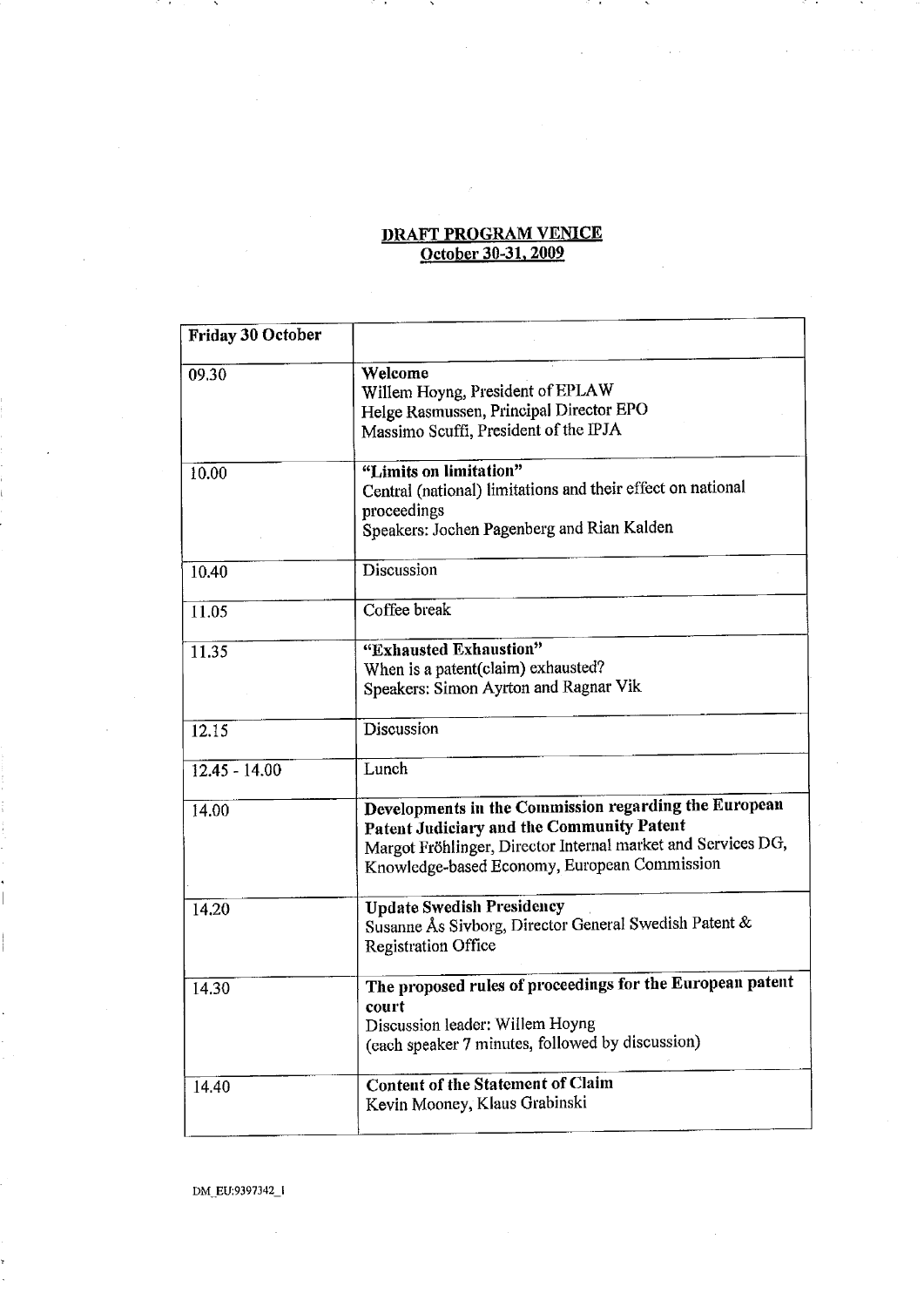# DRAFT PROGRAM VENICE
## October 30-31, 2009

| Friday 30 October | |
|---|---|
| 09.30 | **Welcome**<br>Willem Hoyng, President of EPLAW<br>Helge Rasmussen, Principal Director EPO<br>Massimo Scuffi, President of the IPJA |
| 10.00 | **"Limits on limitation"**<br>Central (national) limitations and their effect on national proceedings<br>Speakers: Jochen Pagenberg and Rian Kalden |
| 10.40 | Discussion |
| 11.05 | Coffee break |
| 11.35 | **"Exhausted Exhaustion"**<br>When is a patent(claim) exhausted?<br>Speakers: Simon Ayrton and Ragnar Vik |
| 12.15 | Discussion |
| 12.45 - 14.00 | Lunch |
| 14.00 | **Developments in the Commission regarding the European Patent Judiciary and the Community Patent**<br>Margot Fröhlinger, Director Internal market and Services DG, Knowledge-based Economy, European Commission |
| 14.20 | **Update Swedish Presidency**<br>Susanne Ås Sivborg, Director General Swedish Patent & Registration Office |
| 14.30 | **The proposed rules of proceedings for the European patent court**<br>Discussion leader: Willem Hoyng<br>(each speaker 7 minutes, followed by discussion) |
| 14.40 | **Content of the Statement of Claim**<br>Kevin Mooney, Klaus Grabinski |

DM_EU:9397342_1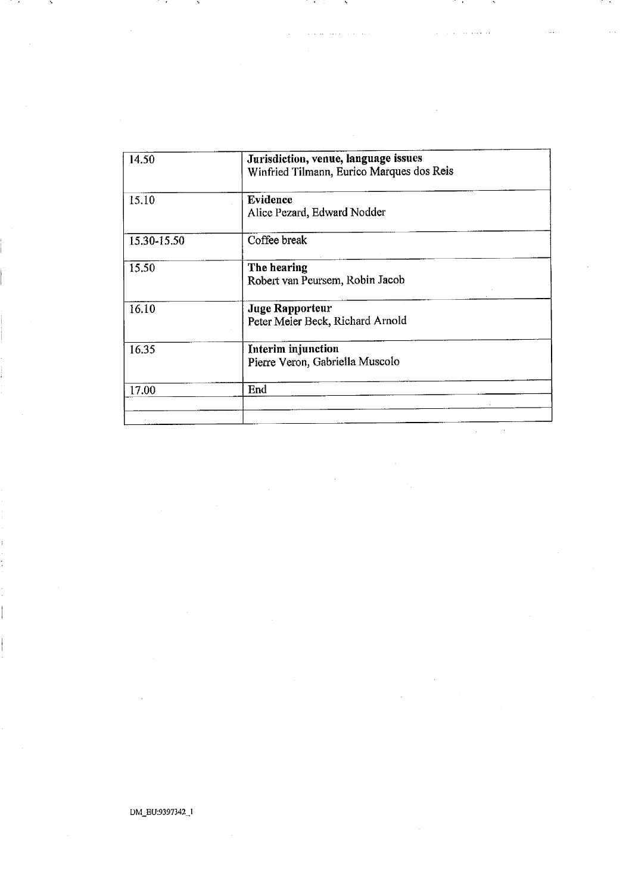| | |
|---|---|
| 14.50 | **Jurisdiction, venue, language issues**<br>Winfried Tilmann, Eurico Marques dos Reis |
| 15.10 | **Evidence**<br>Alice Pezard, Edward Nodder |
| 15.30-15.50 | Coffee break |
| 15.50 | **The hearing**<br>Robert van Peursem, Robin Jacob |
| 16.10 | **Juge Rapporteur**<br>Peter Meier Beck, Richard Arnold |
| 16.35 | **Interim injunction**<br>Pierre Veron, Gabriella Muscolo |
| 17.00 | End |
| | |
| | |

DM_EU:9397342_1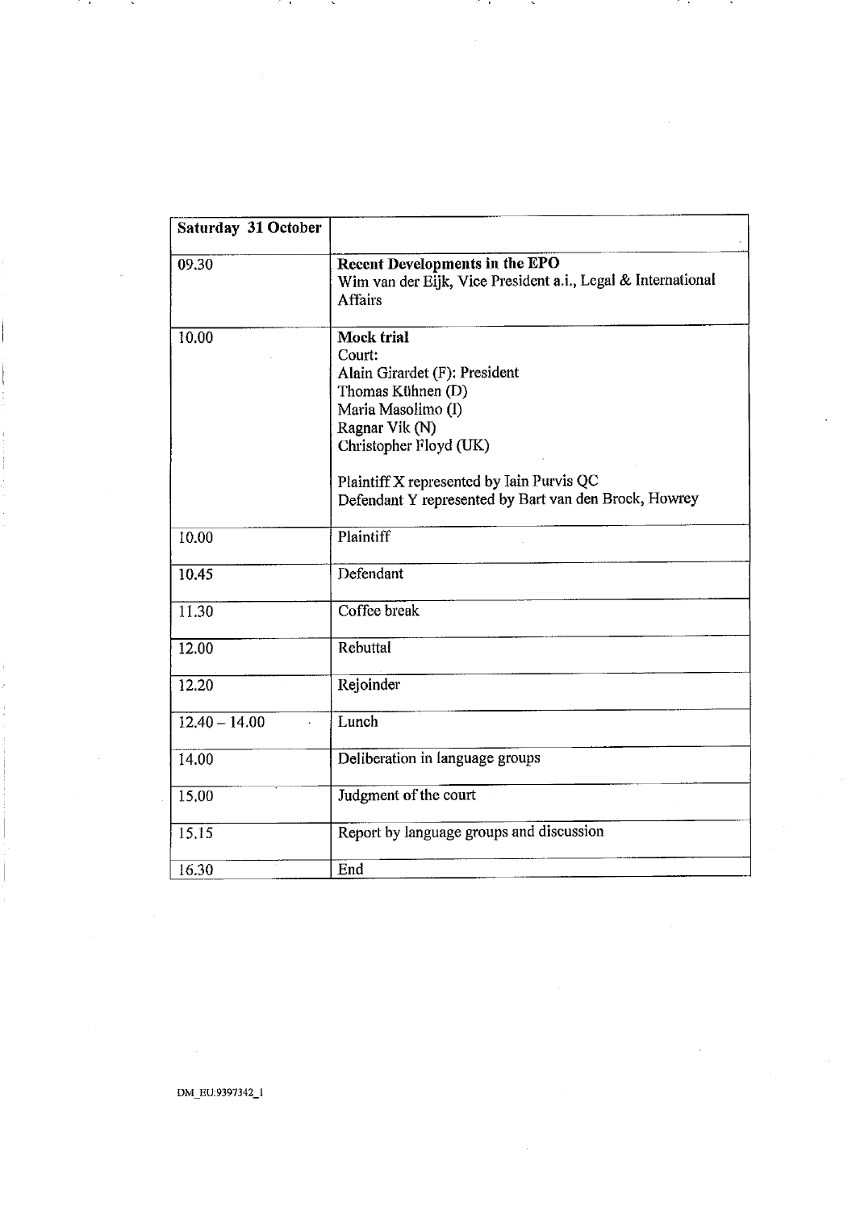| Saturday 31 October | |
|---|---|
| 09.30 | **Recent Developments in the EPO**<br>Wim van der Eijk, Vice President a.i., Legal & International Affairs |
| 10.00 | **Mock trial**<br>Court:<br>Alain Girardet (F): President<br>Thomas Kühnen (D)<br>Maria Masolimo (I)<br>Ragnar Vik (N)<br>Christopher Floyd (UK)<br><br>Plaintiff X represented by Iain Purvis QC<br>Defendant Y represented by Bart van den Broek, Howrey |
| 10.00 | Plaintiff |
| 10.45 | Defendant |
| 11.30 | Coffee break |
| 12.00 | Rebuttal |
| 12.20 | Rejoinder |
| 12.40 – 14.00 | Lunch |
| 14.00 | Deliberation in language groups |
| 15.00 | Judgment of the court |
| 15.15 | Report by language groups and discussion |
| 16.30 | End |

DM_EU:9397342_1